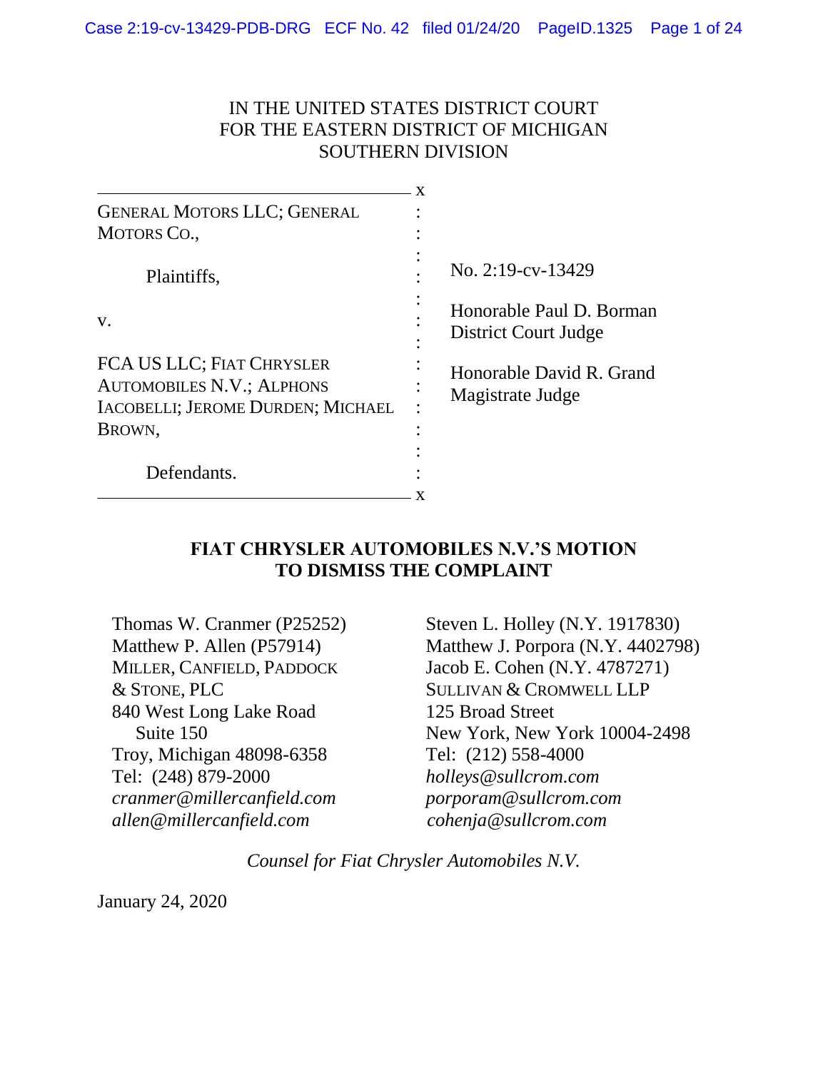IN THE UNITED STATES DISTRICT COURT
FOR THE EASTERN DISTRICT OF MICHIGAN
SOUTHERN DIVISION

| | |
|---|---|
| GENERAL MOTORS LLC; GENERAL MOTORS CO.,<br><br>Plaintiffs,<br><br>v.<br><br>FCA US LLC; FIAT CHRYSLER AUTOMOBILES N.V.; ALPHONS IACOBELLI; JEROME DURDEN; MICHAEL BROWN,<br><br>Defendants. | No. 2:19-cv-13429<br><br>Honorable Paul D. Borman<br>District Court Judge<br><br>Honorable David R. Grand<br>Magistrate Judge |

**FIAT CHRYSLER AUTOMOBILES N.V.'S MOTION TO DISMISS THE COMPLAINT**

Thomas W. Cranmer (P25252)
Matthew P. Allen (P57914)
MILLER, CANFIELD, PADDOCK & STONE, PLC
840 West Long Lake Road
Suite 150
Troy, Michigan 48098-6358
Tel: (248) 879-2000
*cranmer@millercanfield.com*
*allen@millercanfield.com*

Steven L. Holley (N.Y. 1917830)
Matthew J. Porpora (N.Y. 4402798)
Jacob E. Cohen (N.Y. 4787271)
SULLIVAN & CROMWELL LLP
125 Broad Street
New York, New York 10004-2498
Tel: (212) 558-4000
*holleys@sullcrom.com*
*porporam@sullcrom.com*
*cohenja@sullcrom.com*

*Counsel for Fiat Chrysler Automobiles N.V.*

January 24, 2020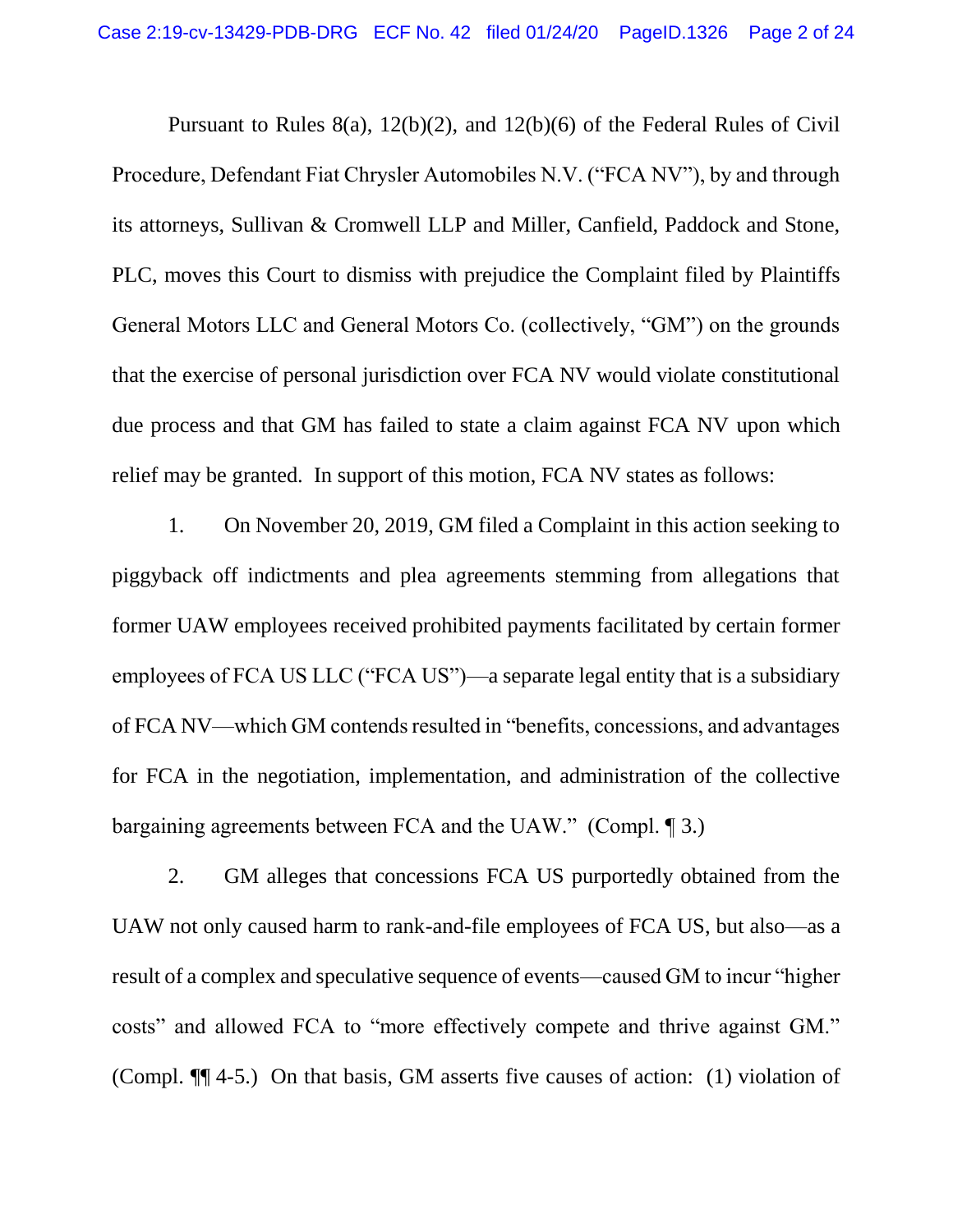Pursuant to Rules 8(a), 12(b)(2), and 12(b)(6) of the Federal Rules of Civil Procedure, Defendant Fiat Chrysler Automobiles N.V. ("FCA NV"), by and through its attorneys, Sullivan & Cromwell LLP and Miller, Canfield, Paddock and Stone, PLC, moves this Court to dismiss with prejudice the Complaint filed by Plaintiffs General Motors LLC and General Motors Co. (collectively, "GM") on the grounds that the exercise of personal jurisdiction over FCA NV would violate constitutional due process and that GM has failed to state a claim against FCA NV upon which relief may be granted. In support of this motion, FCA NV states as follows:

1. On November 20, 2019, GM filed a Complaint in this action seeking to piggyback off indictments and plea agreements stemming from allegations that former UAW employees received prohibited payments facilitated by certain former employees of FCA US LLC ("FCA US")—a separate legal entity that is a subsidiary of FCA NV—which GM contends resulted in "benefits, concessions, and advantages for FCA in the negotiation, implementation, and administration of the collective bargaining agreements between FCA and the UAW." (Compl. ¶ 3.)

2. GM alleges that concessions FCA US purportedly obtained from the UAW not only caused harm to rank-and-file employees of FCA US, but also—as a result of a complex and speculative sequence of events—caused GM to incur "higher costs" and allowed FCA to "more effectively compete and thrive against GM." (Compl. ¶¶ 4-5.) On that basis, GM asserts five causes of action: (1) violation of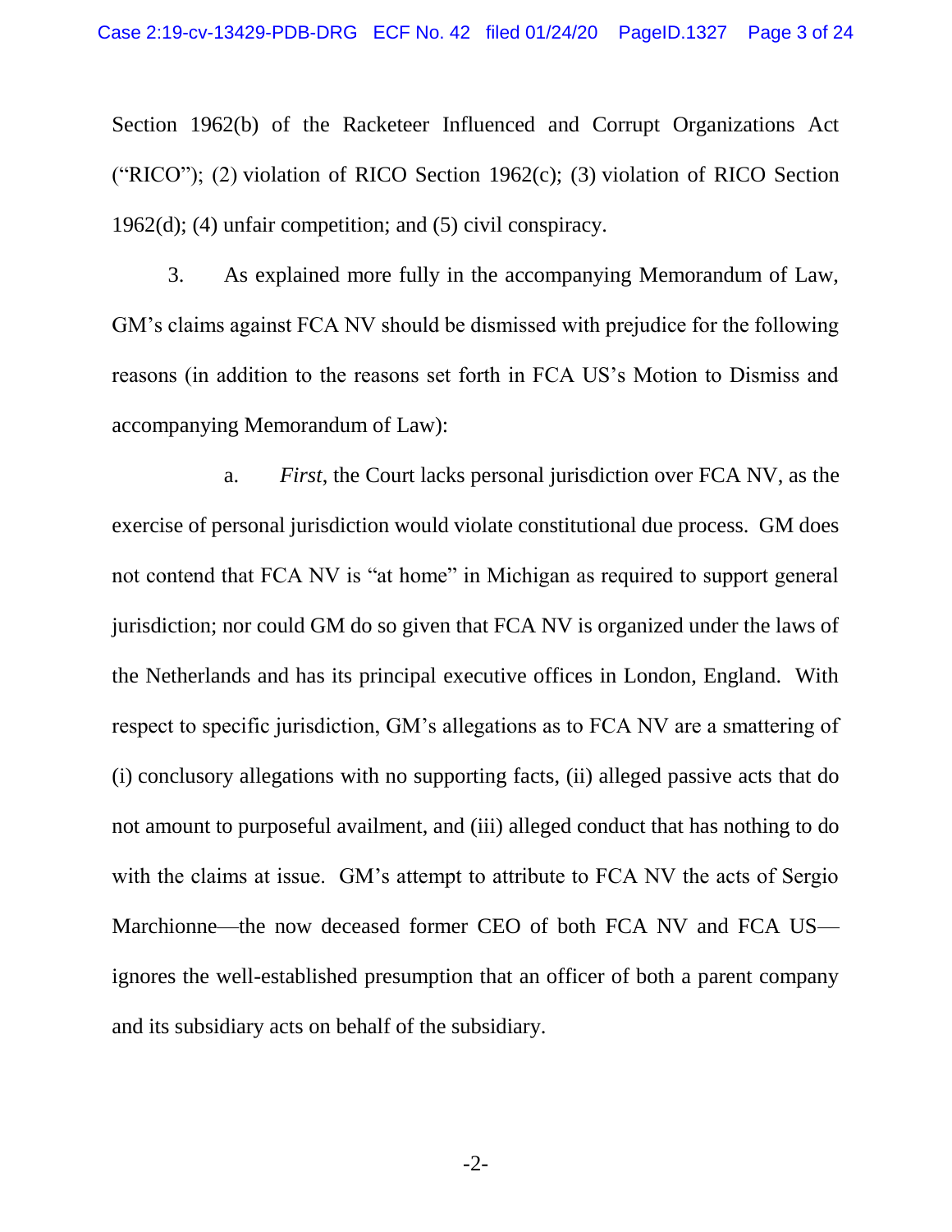Section 1962(b) of the Racketeer Influenced and Corrupt Organizations Act ("RICO"); (2) violation of RICO Section 1962(c); (3) violation of RICO Section 1962(d); (4) unfair competition; and (5) civil conspiracy.

3. As explained more fully in the accompanying Memorandum of Law, GM's claims against FCA NV should be dismissed with prejudice for the following reasons (in addition to the reasons set forth in FCA US's Motion to Dismiss and accompanying Memorandum of Law):

a. *First*, the Court lacks personal jurisdiction over FCA NV, as the exercise of personal jurisdiction would violate constitutional due process. GM does not contend that FCA NV is "at home" in Michigan as required to support general jurisdiction; nor could GM do so given that FCA NV is organized under the laws of the Netherlands and has its principal executive offices in London, England. With respect to specific jurisdiction, GM's allegations as to FCA NV are a smattering of (i) conclusory allegations with no supporting facts, (ii) alleged passive acts that do not amount to purposeful availment, and (iii) alleged conduct that has nothing to do with the claims at issue. GM's attempt to attribute to FCA NV the acts of Sergio Marchionne—the now deceased former CEO of both FCA NV and FCA US—ignores the well-established presumption that an officer of both a parent company and its subsidiary acts on behalf of the subsidiary.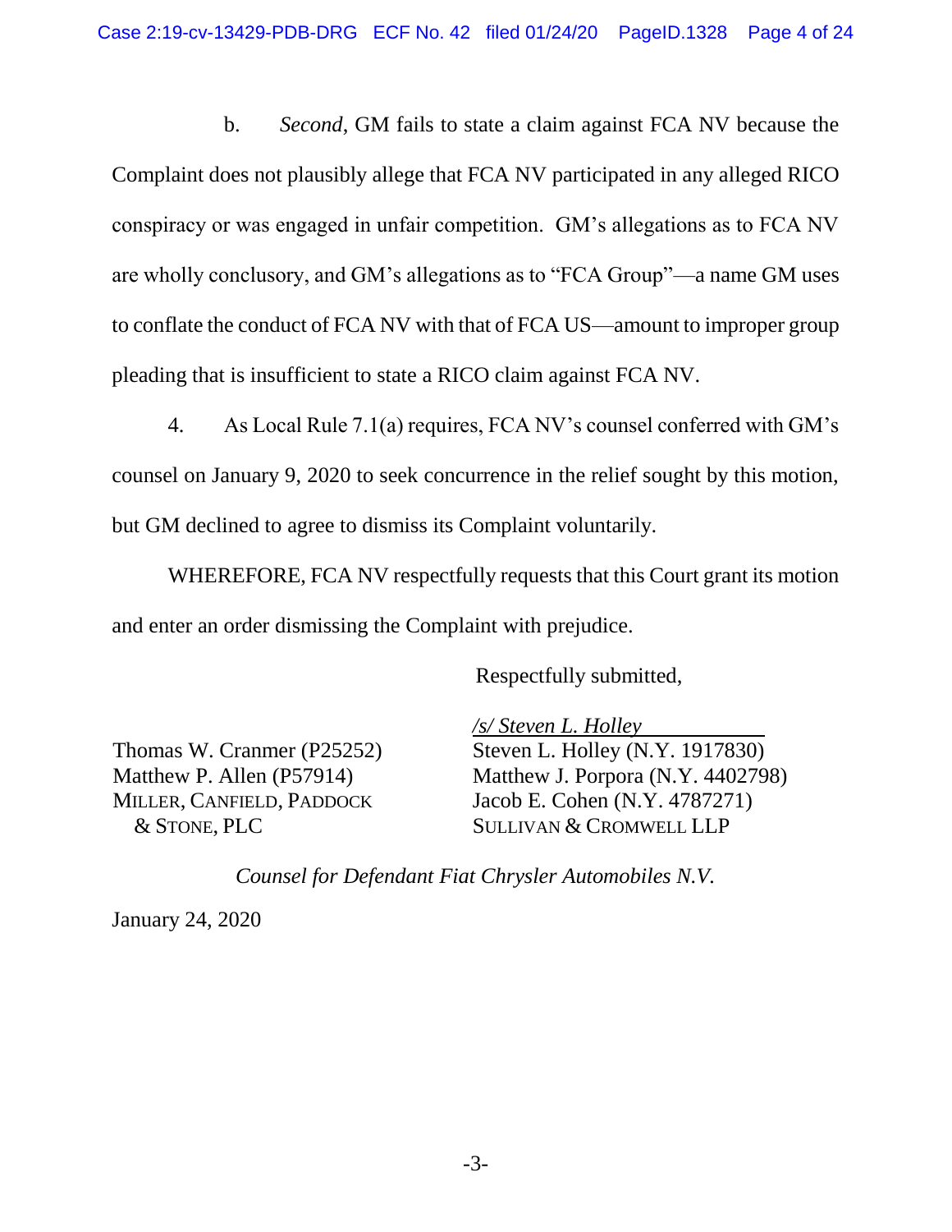b. *Second*, GM fails to state a claim against FCA NV because the Complaint does not plausibly allege that FCA NV participated in any alleged RICO conspiracy or was engaged in unfair competition. GM's allegations as to FCA NV are wholly conclusory, and GM's allegations as to "FCA Group"—a name GM uses to conflate the conduct of FCA NV with that of FCA US—amount to improper group pleading that is insufficient to state a RICO claim against FCA NV.

4. As Local Rule 7.1(a) requires, FCA NV's counsel conferred with GM's counsel on January 9, 2020 to seek concurrence in the relief sought by this motion, but GM declined to agree to dismiss its Complaint voluntarily.

WHEREFORE, FCA NV respectfully requests that this Court grant its motion and enter an order dismissing the Complaint with prejudice.

Respectfully submitted,

*/s/ Steven L. Holley*

Thomas W. Cranmer (P25252)
Matthew P. Allen (P57914)
MILLER, CANFIELD, PADDOCK & STONE, PLC

Steven L. Holley (N.Y. 1917830)
Matthew J. Porpora (N.Y. 4402798)
Jacob E. Cohen (N.Y. 4787271)
SULLIVAN & CROMWELL LLP

*Counsel for Defendant Fiat Chrysler Automobiles N.V.*

January 24, 2020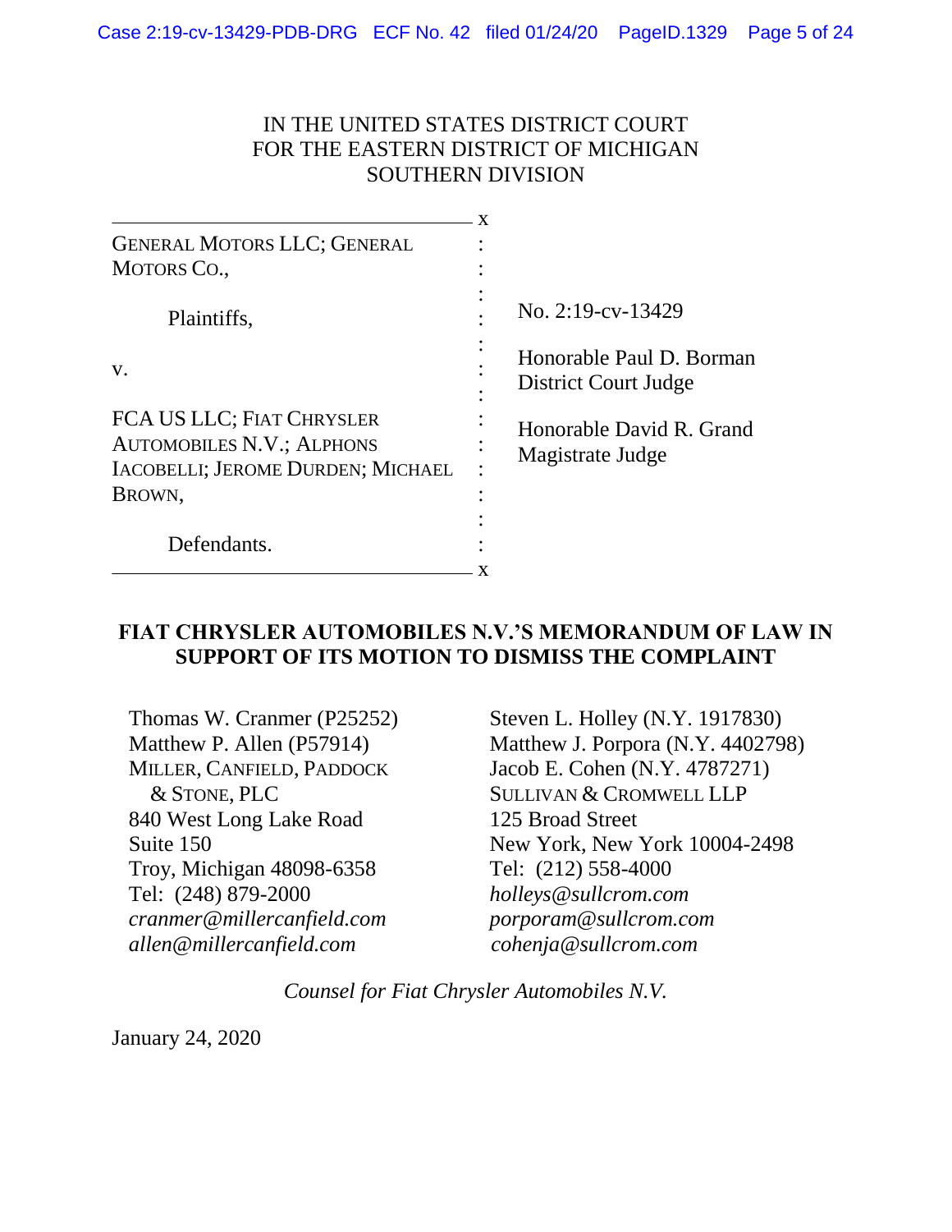IN THE UNITED STATES DISTRICT COURT
FOR THE EASTERN DISTRICT OF MICHIGAN
SOUTHERN DIVISION

| | |
|---|---|
| GENERAL MOTORS LLC; GENERAL MOTORS CO.,<br><br>Plaintiffs,<br><br>v.<br><br>FCA US LLC; FIAT CHRYSLER AUTOMOBILES N.V.; ALPHONS IACOBELLI; JEROME DURDEN; MICHAEL BROWN,<br><br>Defendants. | No. 2:19-cv-13429<br><br>Honorable Paul D. Borman<br>District Court Judge<br><br>Honorable David R. Grand<br>Magistrate Judge |

**FIAT CHRYSLER AUTOMOBILES N.V.'S MEMORANDUM OF LAW IN SUPPORT OF ITS MOTION TO DISMISS THE COMPLAINT**

Thomas W. Cranmer (P25252)
Matthew P. Allen (P57914)
MILLER, CANFIELD, PADDOCK & STONE, PLC
840 West Long Lake Road
Suite 150
Troy, Michigan 48098-6358
Tel: (248) 879-2000
*cranmer@millercanfield.com*
*allen@millercanfield.com*

Steven L. Holley (N.Y. 1917830)
Matthew J. Porpora (N.Y. 4402798)
Jacob E. Cohen (N.Y. 4787271)
SULLIVAN & CROMWELL LLP
125 Broad Street
New York, New York 10004-2498
Tel: (212) 558-4000
*holleys@sullcrom.com*
*porporam@sullcrom.com*
*cohenja@sullcrom.com*

*Counsel for Fiat Chrysler Automobiles N.V.*

January 24, 2020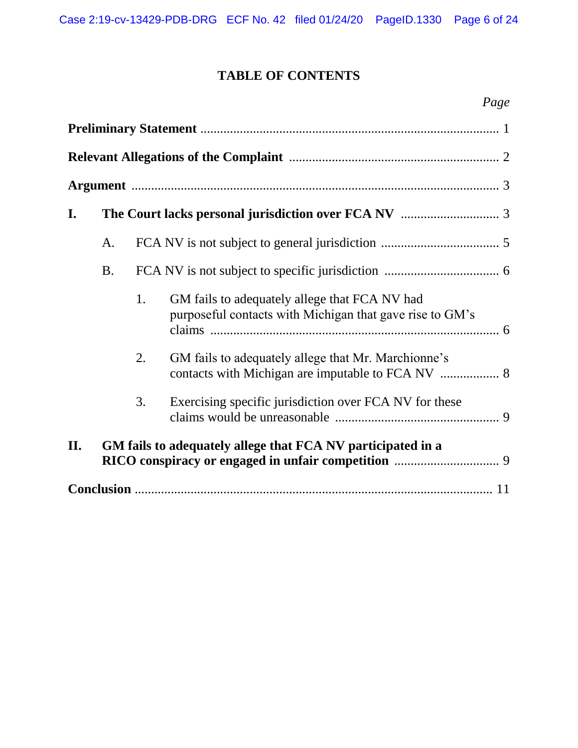# TABLE OF CONTENTS

| | Page |
|---|---|
| **Preliminary Statement** | 1 |
| **Relevant Allegations of the Complaint** | 2 |
| **Argument** | 3 |
| **I. The Court lacks personal jurisdiction over FCA NV** | 3 |
| A. FCA NV is not subject to general jurisdiction | 5 |
| B. FCA NV is not subject to specific jurisdiction | 6 |
| 1. GM fails to adequately allege that FCA NV had purposeful contacts with Michigan that gave rise to GM's claims | 6 |
| 2. GM fails to adequately allege that Mr. Marchionne's contacts with Michigan are imputable to FCA NV | 8 |
| 3. Exercising specific jurisdiction over FCA NV for these claims would be unreasonable | 9 |
| **II. GM fails to adequately allege that FCA NV participated in a RICO conspiracy or engaged in unfair competition** | 9 |
| **Conclusion** | 11 |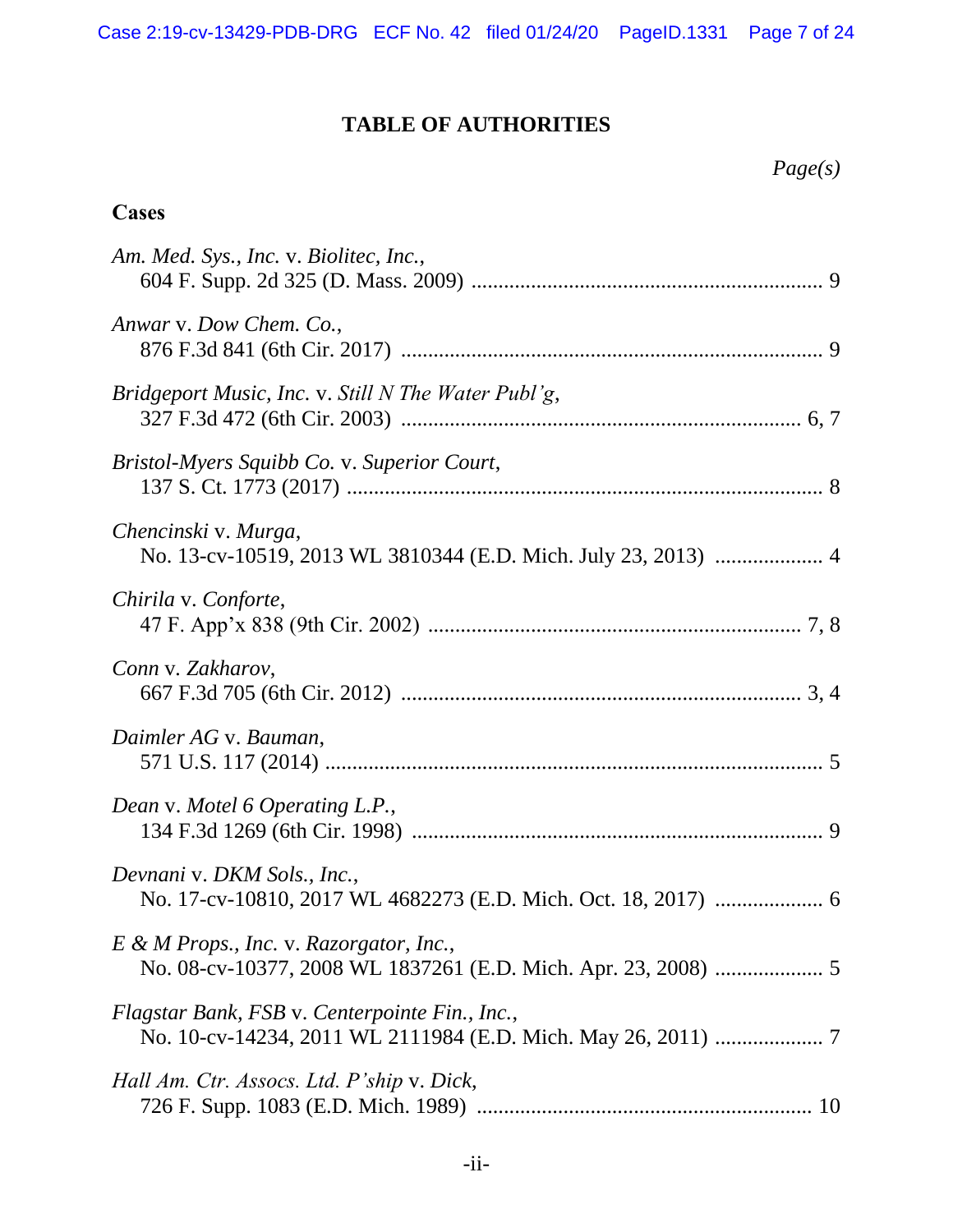## TABLE OF AUTHORITIES

*Page(s)*

### Cases

*Am. Med. Sys., Inc.* v. *Biolitec, Inc.*,
604 F. Supp. 2d 325 (D. Mass. 2009) ................................................................ 9

*Anwar* v. *Dow Chem. Co.*,
876 F.3d 841 (6th Cir. 2017) ............................................................................ 9

*Bridgeport Music, Inc.* v. *Still N The Water Publ'g*,
327 F.3d 472 (6th Cir. 2003) ......................................................................... 6, 7

*Bristol-Myers Squibb Co.* v. *Superior Court*,
137 S. Ct. 1773 (2017) ...................................................................................... 8

*Chencinski* v. *Murga*,
No. 13-cv-10519, 2013 WL 3810344 (E.D. Mich. July 23, 2013) .................... 4

*Chirila* v. *Conforte*,
47 F. App'x 838 (9th Cir. 2002) .................................................................... 7, 8

*Conn* v. *Zakharov*,
667 F.3d 705 (6th Cir. 2012) ......................................................................... 3, 4

*Daimler AG* v. *Bauman*,
571 U.S. 117 (2014) .......................................................................................... 5

*Dean* v. *Motel 6 Operating L.P.*,
134 F.3d 1269 (6th Cir. 1998) .......................................................................... 9

*Devnani* v. *DKM Sols., Inc.*,
No. 17-cv-10810, 2017 WL 4682273 (E.D. Mich. Oct. 18, 2017) .................... 6

*E & M Props., Inc.* v. *Razorgator, Inc.*,
No. 08-cv-10377, 2008 WL 1837261 (E.D. Mich. Apr. 23, 2008) .................... 5

*Flagstar Bank, FSB* v. *Centerpointe Fin., Inc.*,
No. 10-cv-14234, 2011 WL 2111984 (E.D. Mich. May 26, 2011) .................... 7

*Hall Am. Ctr. Assocs. Ltd. P'ship* v. *Dick*,
726 F. Supp. 1083 (E.D. Mich. 1989) ............................................................. 10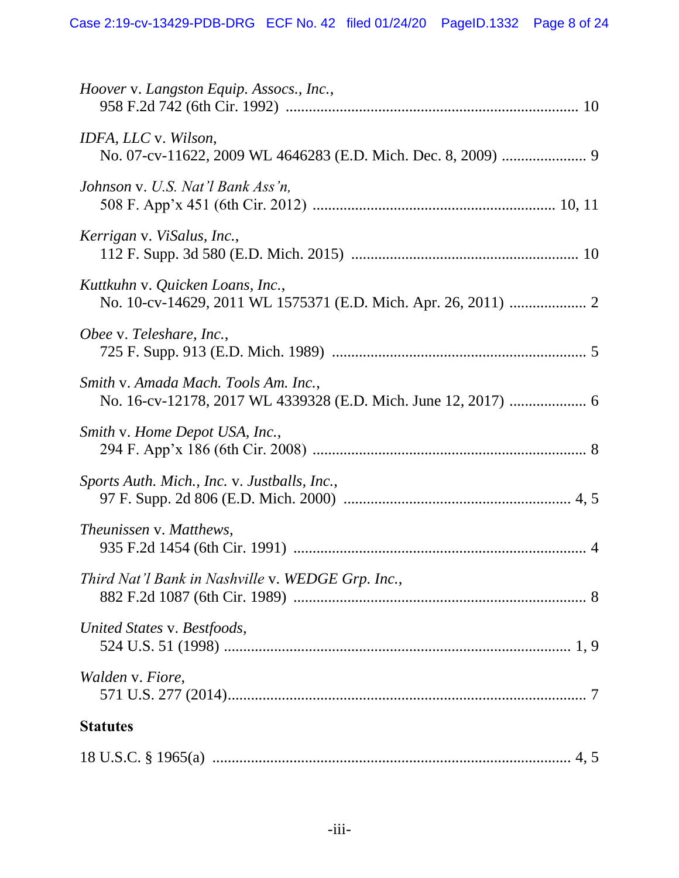*Hoover* v. *Langston Equip. Assocs., Inc.*,
958 F.2d 742 (6th Cir. 1992) ........................................................................ 10

*IDFA, LLC* v. *Wilson*,
No. 07-cv-11622, 2009 WL 4646283 (E.D. Mich. Dec. 8, 2009) ..................... 9

*Johnson* v. *U.S. Nat'l Bank Ass'n,*
508 F. App'x 451 (6th Cir. 2012) ............................................................ 10, 11

*Kerrigan* v. *ViSalus, Inc.*,
112 F. Supp. 3d 580 (E.D. Mich. 2015) ......................................................... 10

*Kuttkuhn* v. *Quicken Loans, Inc.*,
No. 10-cv-14629, 2011 WL 1575371 (E.D. Mich. Apr. 26, 2011) ................... 2

*Obee* v. *Teleshare, Inc.*,
725 F. Supp. 913 (E.D. Mich. 1989) ................................................................ 5

*Smith* v. *Amada Mach. Tools Am. Inc.*,
No. 16-cv-12178, 2017 WL 4339328 (E.D. Mich. June 12, 2017) ................... 6

*Smith* v. *Home Depot USA, Inc.*,
294 F. App'x 186 (6th Cir. 2008) ..................................................................... 8

*Sports Auth. Mich., Inc.* v. *Justballs, Inc.*,
97 F. Supp. 2d 806 (E.D. Mich. 2000) ........................................................ 4, 5

*Theunissen* v. *Matthews*,
935 F.2d 1454 (6th Cir. 1991) ......................................................................... 4

*Third Nat'l Bank in Nashville* v. *WEDGE Grp. Inc.*,
882 F.2d 1087 (6th Cir. 1989) ......................................................................... 8

*United States* v. *Bestfoods*,
524 U.S. 51 (1998) ...................................................................................... 1, 9

*Walden* v. *Fiore*,
571 U.S. 277 (2014)........................................................................................... 7

**Statutes**

18 U.S.C. § 1965(a) ........................................................................................ 4, 5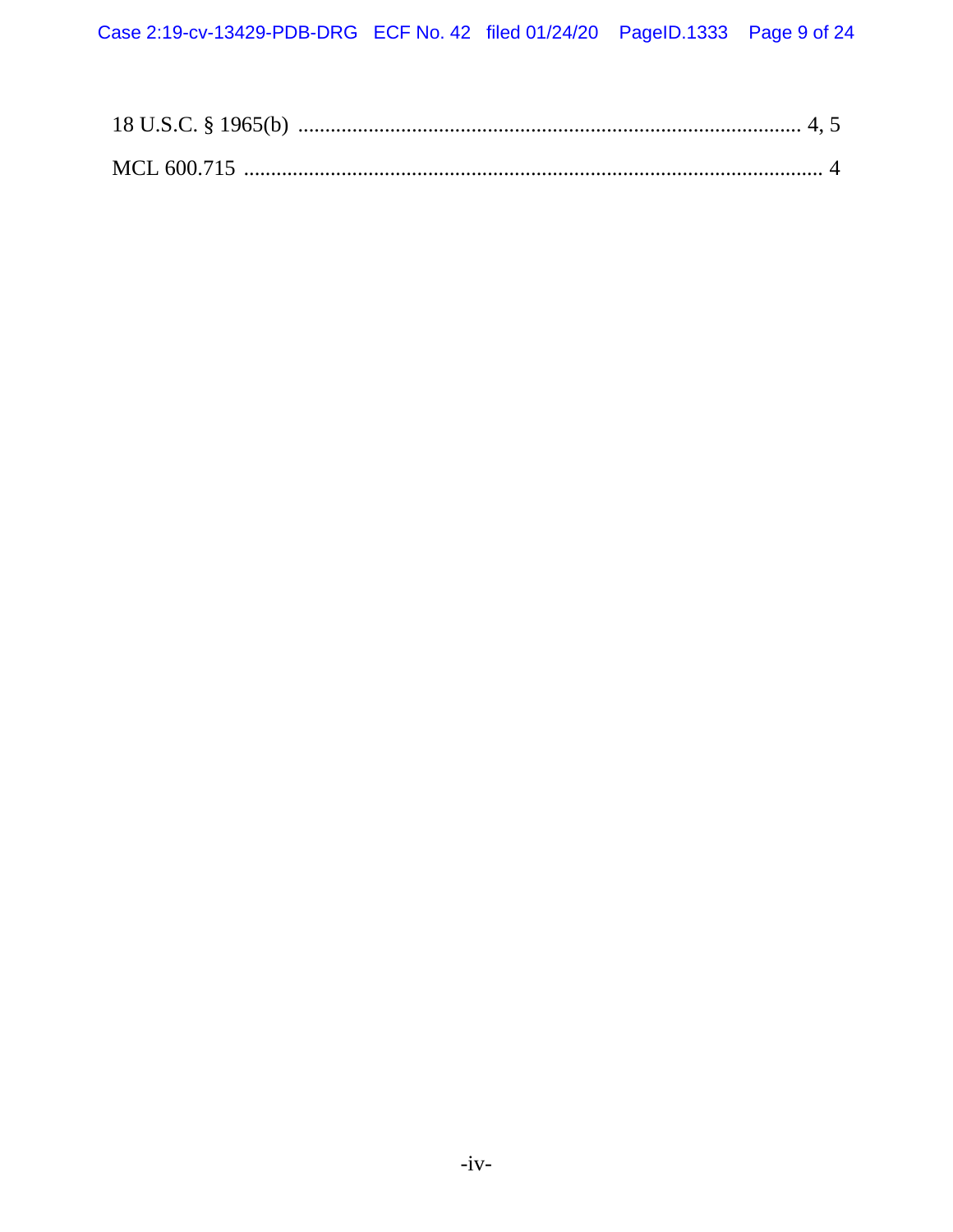18 U.S.C. § 1965(b) .............................................................................................. 4, 5

MCL 600.715 ........................................................................................................... 4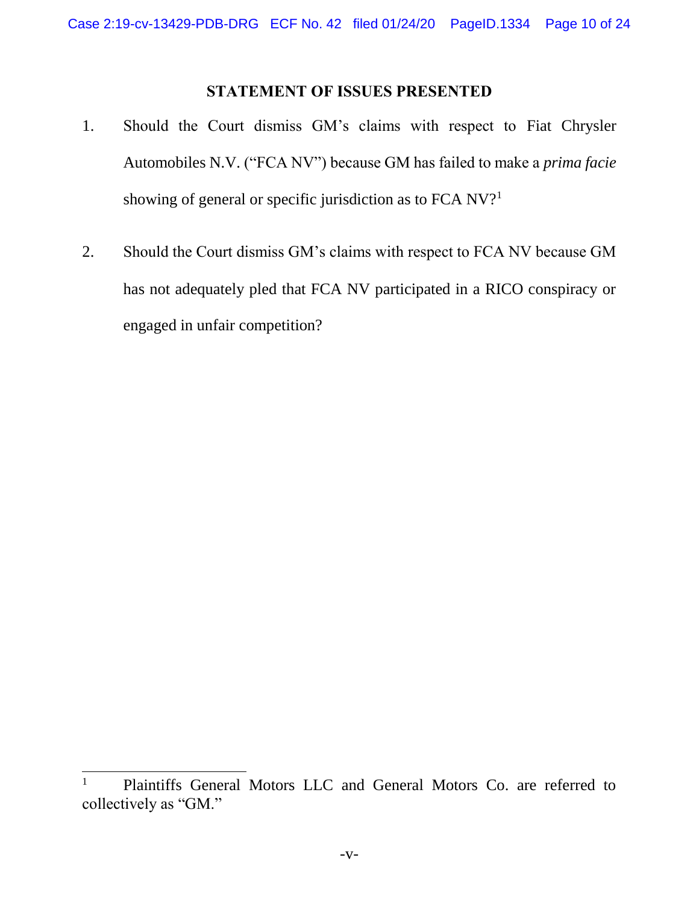## STATEMENT OF ISSUES PRESENTED

1. Should the Court dismiss GM's claims with respect to Fiat Chrysler Automobiles N.V. ("FCA NV") because GM has failed to make a *prima facie* showing of general or specific jurisdiction as to FCA NV?[1]

2. Should the Court dismiss GM's claims with respect to FCA NV because GM has not adequately pled that FCA NV participated in a RICO conspiracy or engaged in unfair competition?

---

[1] Plaintiffs General Motors LLC and General Motors Co. are referred to collectively as "GM."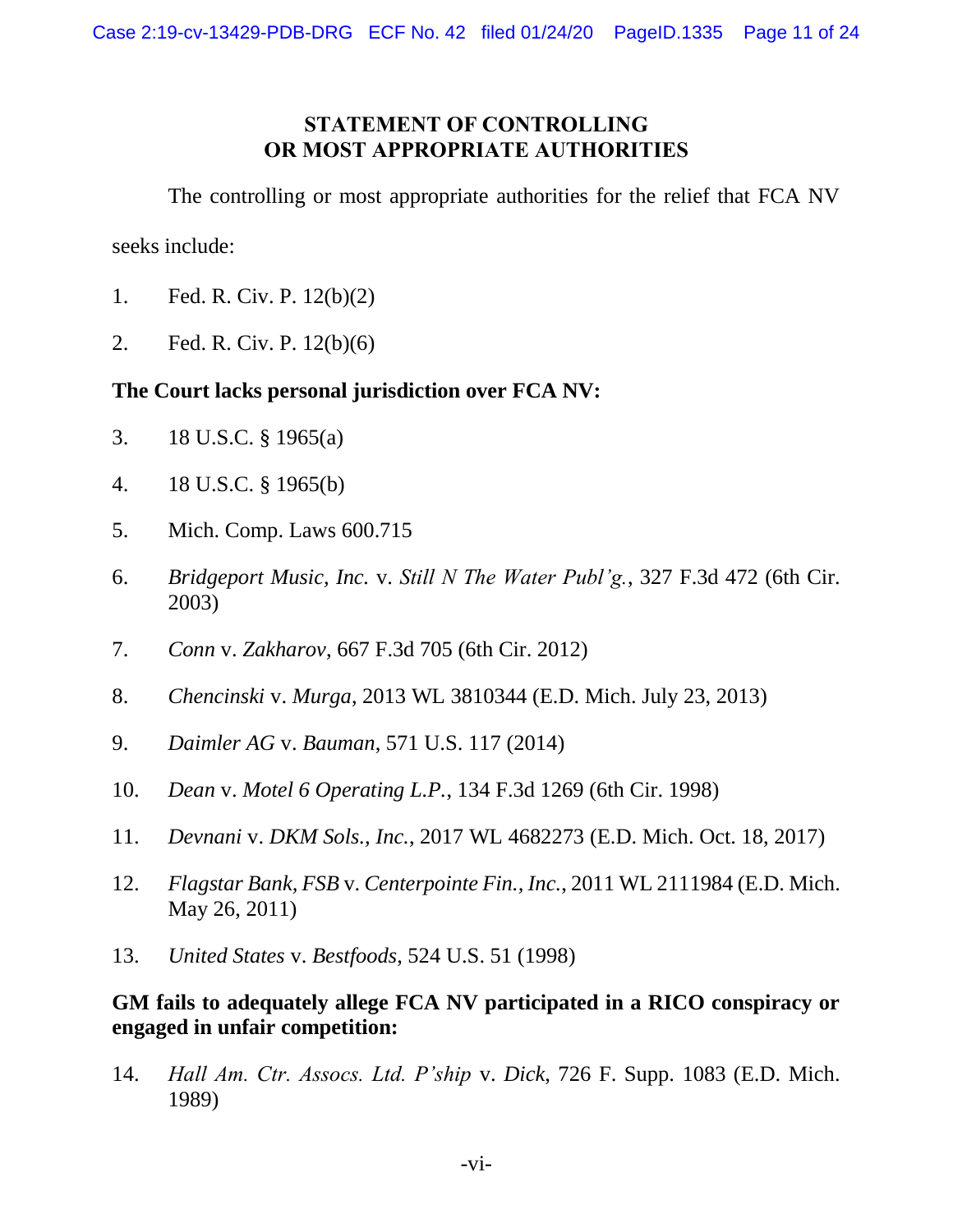## STATEMENT OF CONTROLLING OR MOST APPROPRIATE AUTHORITIES

The controlling or most appropriate authorities for the relief that FCA NV seeks include:

1. Fed. R. Civ. P. 12(b)(2)
2. Fed. R. Civ. P. 12(b)(6)

**The Court lacks personal jurisdiction over FCA NV:**

3. 18 U.S.C. § 1965(a)
4. 18 U.S.C. § 1965(b)
5. Mich. Comp. Laws 600.715
6. *Bridgeport Music, Inc.* v. *Still N The Water Publ'g.*, 327 F.3d 472 (6th Cir. 2003)
7. *Conn* v. *Zakharov*, 667 F.3d 705 (6th Cir. 2012)
8. *Chencinski* v. *Murga*, 2013 WL 3810344 (E.D. Mich. July 23, 2013)
9. *Daimler AG* v. *Bauman*, 571 U.S. 117 (2014)
10. *Dean* v. *Motel 6 Operating L.P.*, 134 F.3d 1269 (6th Cir. 1998)
11. *Devnani* v. *DKM Sols., Inc.*, 2017 WL 4682273 (E.D. Mich. Oct. 18, 2017)
12. *Flagstar Bank, FSB* v. *Centerpointe Fin., Inc.*, 2011 WL 2111984 (E.D. Mich. May 26, 2011)
13. *United States* v. *Bestfoods*, 524 U.S. 51 (1998)

**GM fails to adequately allege FCA NV participated in a RICO conspiracy or engaged in unfair competition:**

14. *Hall Am. Ctr. Assocs. Ltd. P'ship* v. *Dick*, 726 F. Supp. 1083 (E.D. Mich. 1989)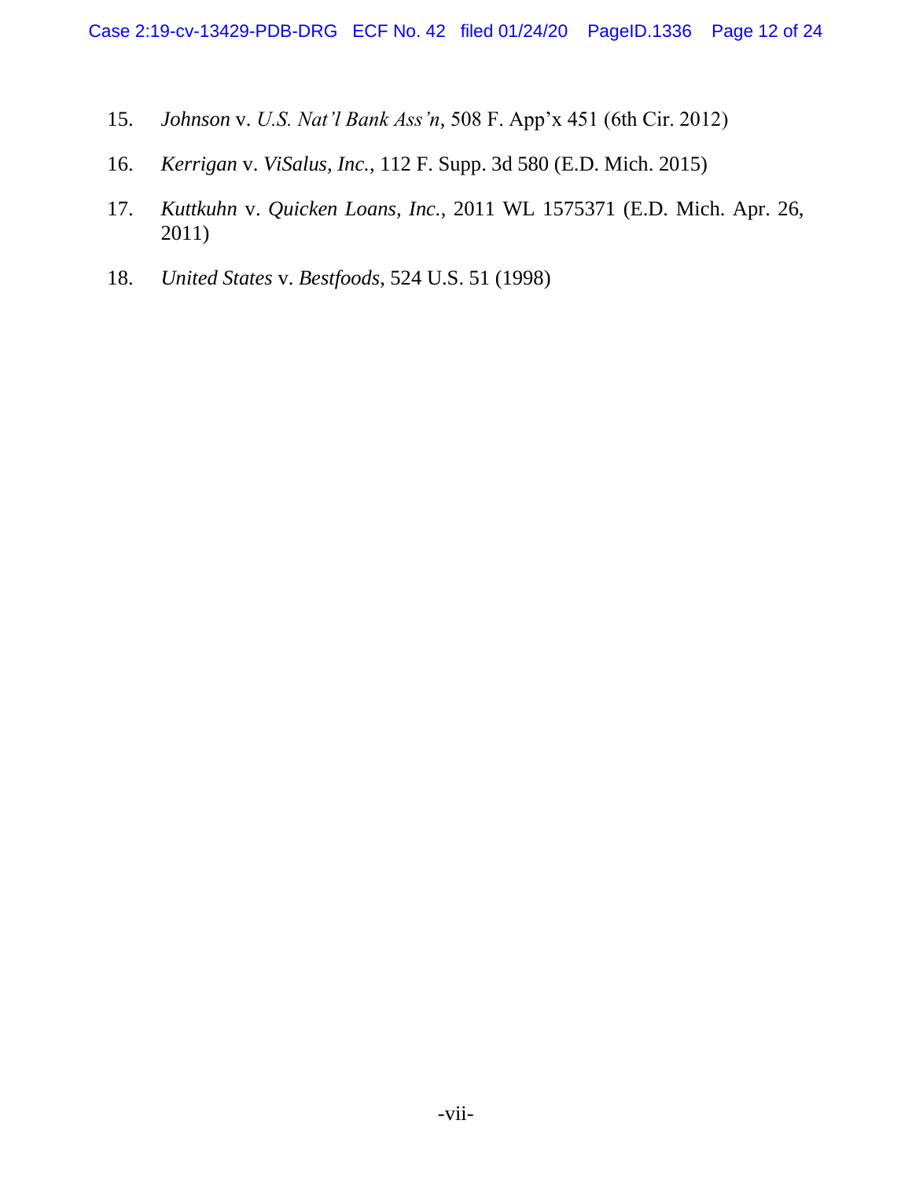15. *Johnson* v. *U.S. Nat'l Bank Ass'n*, 508 F. App'x 451 (6th Cir. 2012)

16. *Kerrigan* v. *ViSalus, Inc.*, 112 F. Supp. 3d 580 (E.D. Mich. 2015)

17. *Kuttkuhn* v. *Quicken Loans, Inc.*, 2011 WL 1575371 (E.D. Mich. Apr. 26, 2011)

18. *United States* v. *Bestfoods*, 524 U.S. 51 (1998)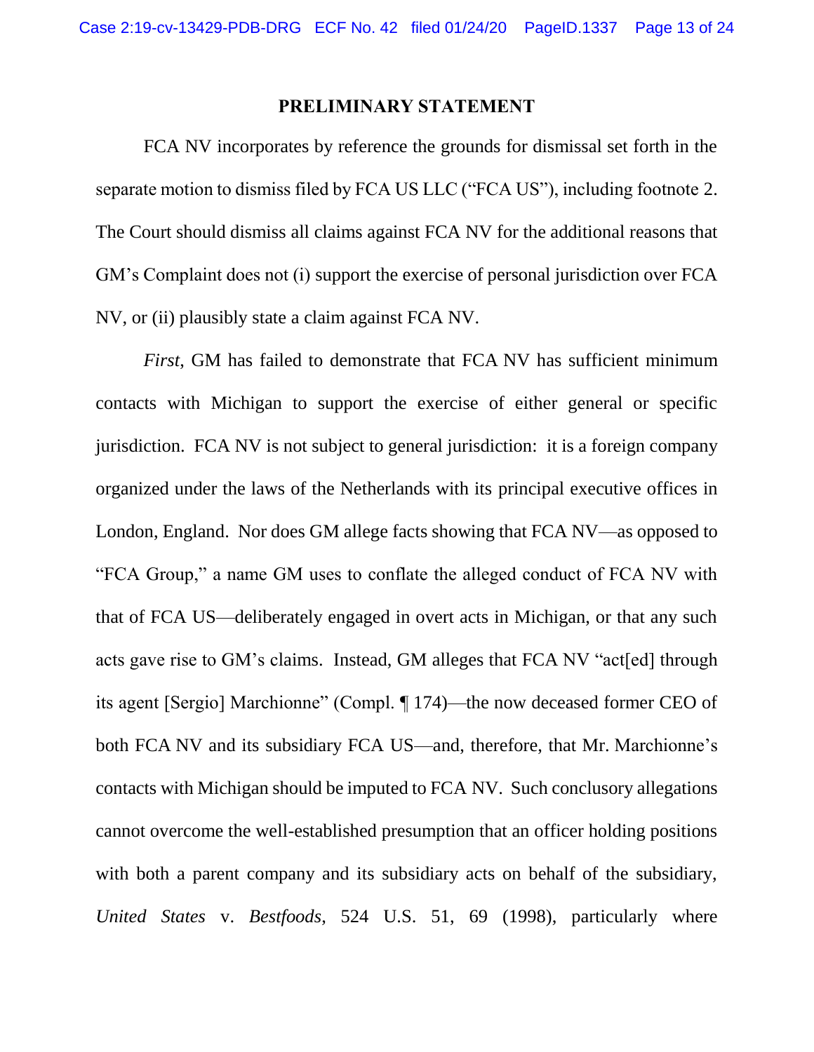## PRELIMINARY STATEMENT

FCA NV incorporates by reference the grounds for dismissal set forth in the separate motion to dismiss filed by FCA US LLC ("FCA US"), including footnote 2. The Court should dismiss all claims against FCA NV for the additional reasons that GM's Complaint does not (i) support the exercise of personal jurisdiction over FCA NV, or (ii) plausibly state a claim against FCA NV.

*First*, GM has failed to demonstrate that FCA NV has sufficient minimum contacts with Michigan to support the exercise of either general or specific jurisdiction. FCA NV is not subject to general jurisdiction: it is a foreign company organized under the laws of the Netherlands with its principal executive offices in London, England. Nor does GM allege facts showing that FCA NV—as opposed to "FCA Group," a name GM uses to conflate the alleged conduct of FCA NV with that of FCA US—deliberately engaged in overt acts in Michigan, or that any such acts gave rise to GM's claims. Instead, GM alleges that FCA NV "act[ed] through its agent [Sergio] Marchionne" (Compl. ¶ 174)—the now deceased former CEO of both FCA NV and its subsidiary FCA US—and, therefore, that Mr. Marchionne's contacts with Michigan should be imputed to FCA NV. Such conclusory allegations cannot overcome the well-established presumption that an officer holding positions with both a parent company and its subsidiary acts on behalf of the subsidiary, *United States* v. *Bestfoods*, 524 U.S. 51, 69 (1998), particularly where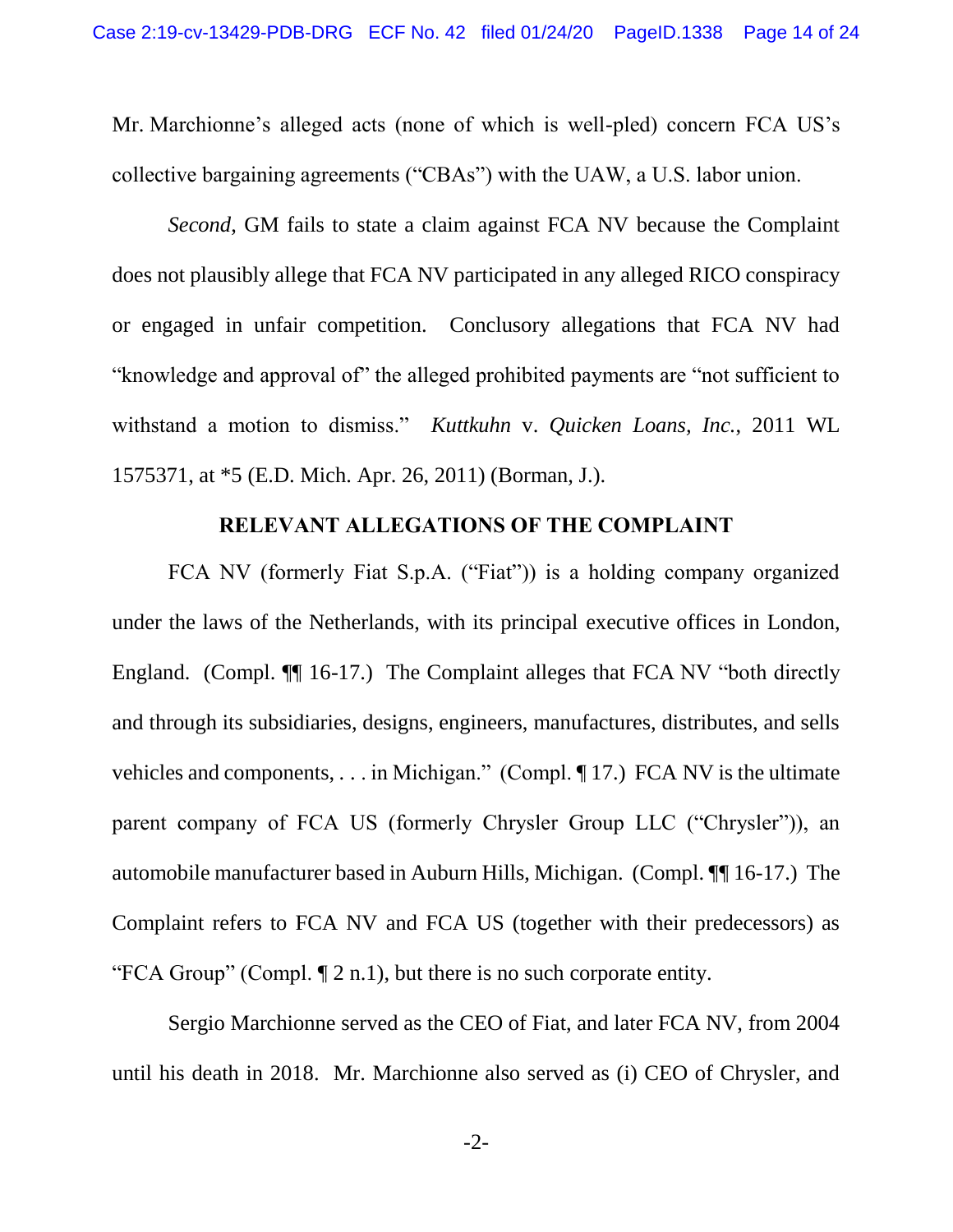Mr. Marchionne's alleged acts (none of which is well-pled) concern FCA US's collective bargaining agreements ("CBAs") with the UAW, a U.S. labor union.

*Second*, GM fails to state a claim against FCA NV because the Complaint does not plausibly allege that FCA NV participated in any alleged RICO conspiracy or engaged in unfair competition. Conclusory allegations that FCA NV had "knowledge and approval of" the alleged prohibited payments are "not sufficient to withstand a motion to dismiss." *Kuttkuhn* v. *Quicken Loans, Inc.*, 2011 WL 1575371, at *5 (E.D. Mich. Apr. 26, 2011) (Borman, J.).

**RELEVANT ALLEGATIONS OF THE COMPLAINT**

FCA NV (formerly Fiat S.p.A. ("Fiat")) is a holding company organized under the laws of the Netherlands, with its principal executive offices in London, England. (Compl. ¶¶ 16-17.) The Complaint alleges that FCA NV "both directly and through its subsidiaries, designs, engineers, manufactures, distributes, and sells vehicles and components, . . . in Michigan." (Compl. ¶ 17.) FCA NV is the ultimate parent company of FCA US (formerly Chrysler Group LLC ("Chrysler")), an automobile manufacturer based in Auburn Hills, Michigan. (Compl. ¶¶ 16-17.) The Complaint refers to FCA NV and FCA US (together with their predecessors) as "FCA Group" (Compl. ¶ 2 n.1), but there is no such corporate entity.

Sergio Marchionne served as the CEO of Fiat, and later FCA NV, from 2004 until his death in 2018. Mr. Marchionne also served as (i) CEO of Chrysler, and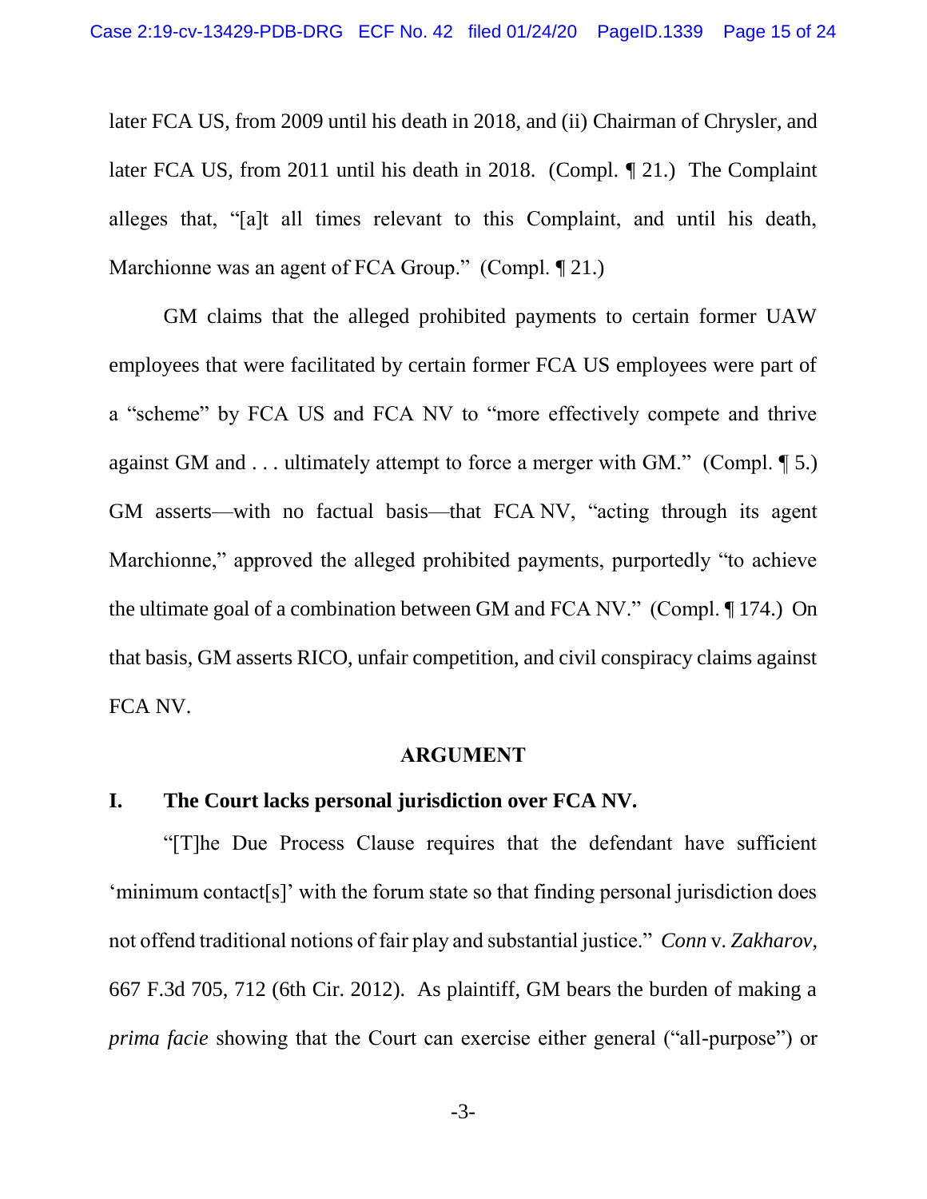later FCA US, from 2009 until his death in 2018, and (ii) Chairman of Chrysler, and later FCA US, from 2011 until his death in 2018. (Compl. ¶ 21.) The Complaint alleges that, "[a]t all times relevant to this Complaint, and until his death, Marchionne was an agent of FCA Group." (Compl. ¶ 21.)

GM claims that the alleged prohibited payments to certain former UAW employees that were facilitated by certain former FCA US employees were part of a "scheme" by FCA US and FCA NV to "more effectively compete and thrive against GM and . . . ultimately attempt to force a merger with GM." (Compl. ¶ 5.) GM asserts—with no factual basis—that FCA NV, "acting through its agent Marchionne," approved the alleged prohibited payments, purportedly "to achieve the ultimate goal of a combination between GM and FCA NV." (Compl. ¶ 174.) On that basis, GM asserts RICO, unfair competition, and civil conspiracy claims against FCA NV.

## ARGUMENT

### I. The Court lacks personal jurisdiction over FCA NV.

"[T]he Due Process Clause requires that the defendant have sufficient 'minimum contact[s]' with the forum state so that finding personal jurisdiction does not offend traditional notions of fair play and substantial justice." *Conn* v. *Zakharov*, 667 F.3d 705, 712 (6th Cir. 2012). As plaintiff, GM bears the burden of making a *prima facie* showing that the Court can exercise either general ("all-purpose") or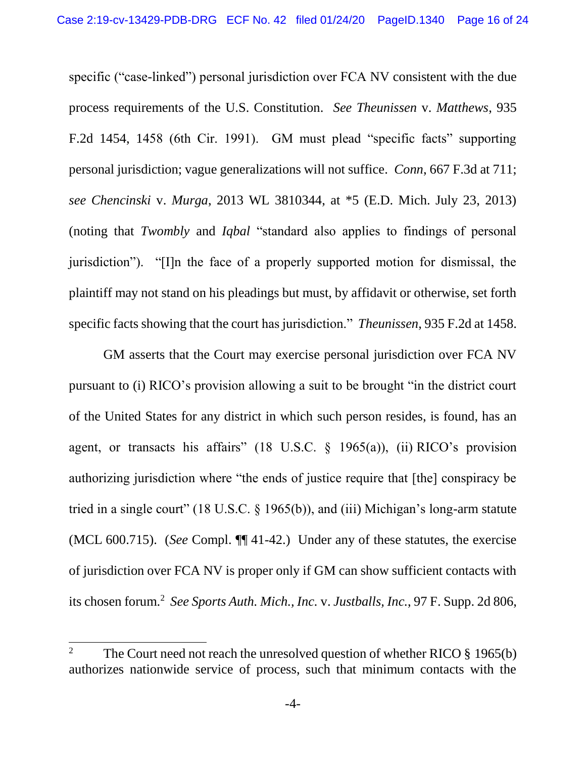specific ("case-linked") personal jurisdiction over FCA NV consistent with the due process requirements of the U.S. Constitution. *See Theunissen* v. *Matthews*, 935 F.2d 1454, 1458 (6th Cir. 1991). GM must plead "specific facts" supporting personal jurisdiction; vague generalizations will not suffice. *Conn*, 667 F.3d at 711; *see Chencinski* v. *Murga*, 2013 WL 3810344, at *5 (E.D. Mich. July 23, 2013) (noting that *Twombly* and *Iqbal* "standard also applies to findings of personal jurisdiction"). "[I]n the face of a properly supported motion for dismissal, the plaintiff may not stand on his pleadings but must, by affidavit or otherwise, set forth specific facts showing that the court has jurisdiction." *Theunissen*, 935 F.2d at 1458.

GM asserts that the Court may exercise personal jurisdiction over FCA NV pursuant to (i) RICO's provision allowing a suit to be brought "in the district court of the United States for any district in which such person resides, is found, has an agent, or transacts his affairs" (18 U.S.C. § 1965(a)), (ii) RICO's provision authorizing jurisdiction where "the ends of justice require that [the] conspiracy be tried in a single court" (18 U.S.C. § 1965(b)), and (iii) Michigan's long-arm statute (MCL 600.715). (*See* Compl. ¶¶ 41-42.) Under any of these statutes, the exercise of jurisdiction over FCA NV is proper only if GM can show sufficient contacts with its chosen forum.[2] *See Sports Auth. Mich., Inc.* v. *Justballs, Inc.*, 97 F. Supp. 2d 806,

[2] The Court need not reach the unresolved question of whether RICO § 1965(b) authorizes nationwide service of process, such that minimum contacts with the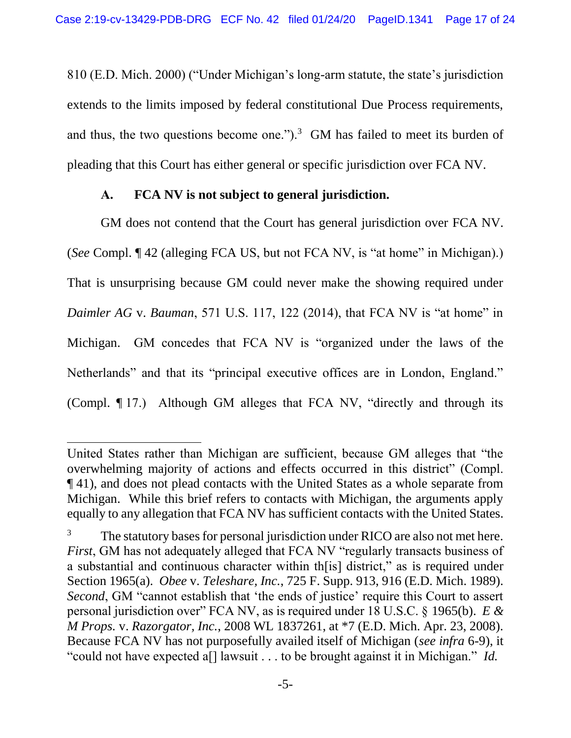810 (E.D. Mich. 2000) ("Under Michigan's long-arm statute, the state's jurisdiction extends to the limits imposed by federal constitutional Due Process requirements, and thus, the two questions become one.").[3] GM has failed to meet its burden of pleading that this Court has either general or specific jurisdiction over FCA NV.

### A. FCA NV is not subject to general jurisdiction.

GM does not contend that the Court has general jurisdiction over FCA NV. (*See* Compl. ¶ 42 (alleging FCA US, but not FCA NV, is "at home" in Michigan).) That is unsurprising because GM could never make the showing required under *Daimler AG* v. *Bauman*, 571 U.S. 117, 122 (2014), that FCA NV is "at home" in Michigan. GM concedes that FCA NV is "organized under the laws of the Netherlands" and that its "principal executive offices are in London, England." (Compl. ¶ 17.) Although GM alleges that FCA NV, "directly and through its

---

United States rather than Michigan are sufficient, because GM alleges that "the overwhelming majority of actions and effects occurred in this district" (Compl. ¶ 41), and does not plead contacts with the United States as a whole separate from Michigan. While this brief refers to contacts with Michigan, the arguments apply equally to any allegation that FCA NV has sufficient contacts with the United States.

[3] The statutory bases for personal jurisdiction under RICO are also not met here. *First*, GM has not adequately alleged that FCA NV "regularly transacts business of a substantial and continuous character within th[is] district," as is required under Section 1965(a). *Obee* v. *Teleshare, Inc.*, 725 F. Supp. 913, 916 (E.D. Mich. 1989). *Second*, GM "cannot establish that 'the ends of justice' require this Court to assert personal jurisdiction over" FCA NV, as is required under 18 U.S.C. § 1965(b). *E & M Props.* v. *Razorgator, Inc.*, 2008 WL 1837261, at *7 (E.D. Mich. Apr. 23, 2008). Because FCA NV has not purposefully availed itself of Michigan (*see infra* 6-9), it "could not have expected a[] lawsuit . . . to be brought against it in Michigan." *Id.*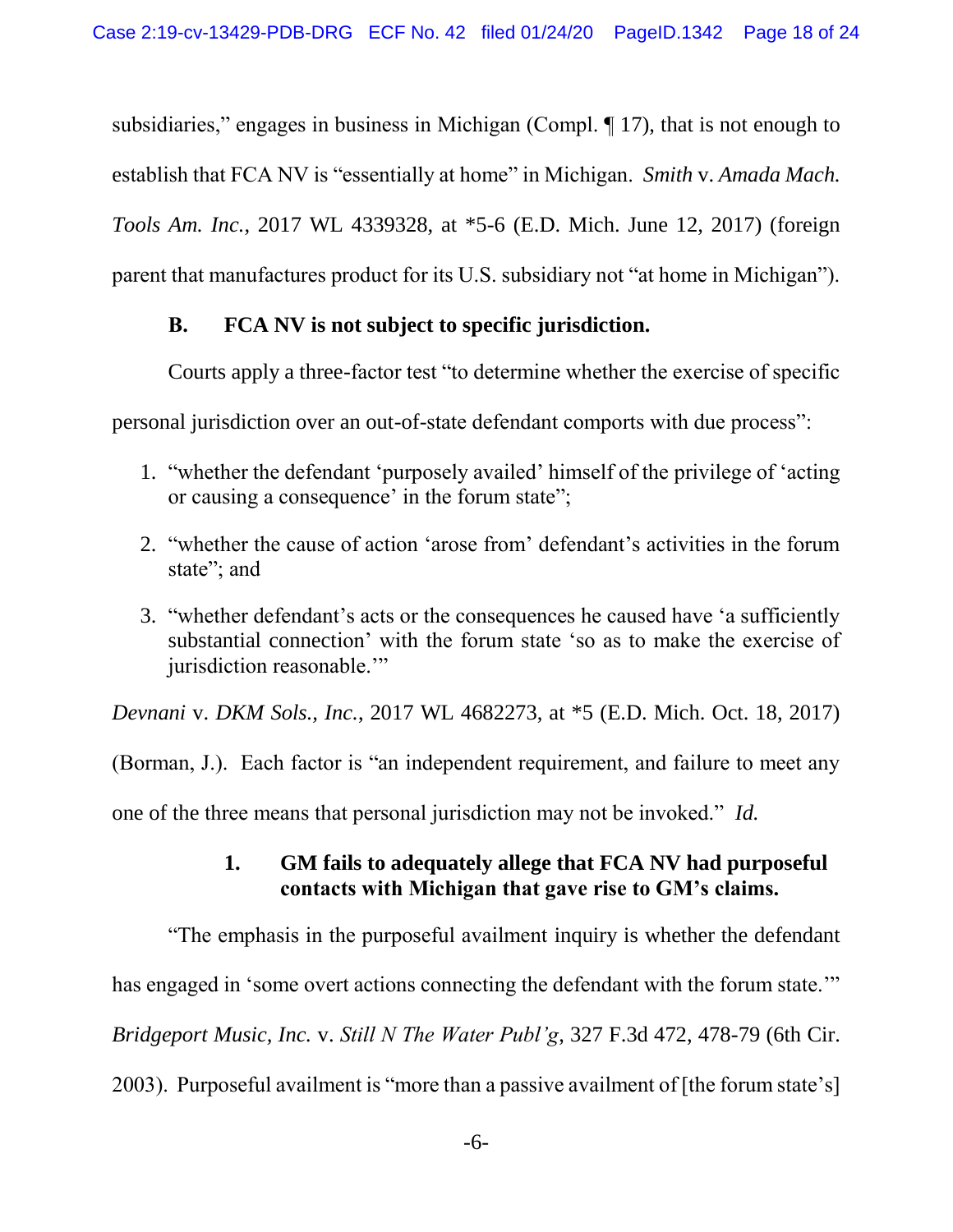subsidiaries," engages in business in Michigan (Compl. ¶ 17), that is not enough to establish that FCA NV is "essentially at home" in Michigan. *Smith* v. *Amada Mach. Tools Am. Inc.*, 2017 WL 4339328, at *5-6 (E.D. Mich. June 12, 2017) (foreign parent that manufactures product for its U.S. subsidiary not "at home in Michigan").

### B. FCA NV is not subject to specific jurisdiction.

Courts apply a three-factor test "to determine whether the exercise of specific personal jurisdiction over an out-of-state defendant comports with due process":

1. "whether the defendant 'purposely availed' himself of the privilege of 'acting or causing a consequence' in the forum state";
2. "whether the cause of action 'arose from' defendant's activities in the forum state"; and
3. "whether defendant's acts or the consequences he caused have 'a sufficiently substantial connection' with the forum state 'so as to make the exercise of jurisdiction reasonable.'"

*Devnani* v. *DKM Sols., Inc.*, 2017 WL 4682273, at *5 (E.D. Mich. Oct. 18, 2017) (Borman, J.). Each factor is "an independent requirement, and failure to meet any one of the three means that personal jurisdiction may not be invoked." *Id.*

#### 1. GM fails to adequately allege that FCA NV had purposeful contacts with Michigan that gave rise to GM's claims.

"The emphasis in the purposeful availment inquiry is whether the defendant has engaged in 'some overt actions connecting the defendant with the forum state.'" *Bridgeport Music, Inc.* v. *Still N The Water Publ'g*, 327 F.3d 472, 478-79 (6th Cir. 2003). Purposeful availment is "more than a passive availment of [the forum state's]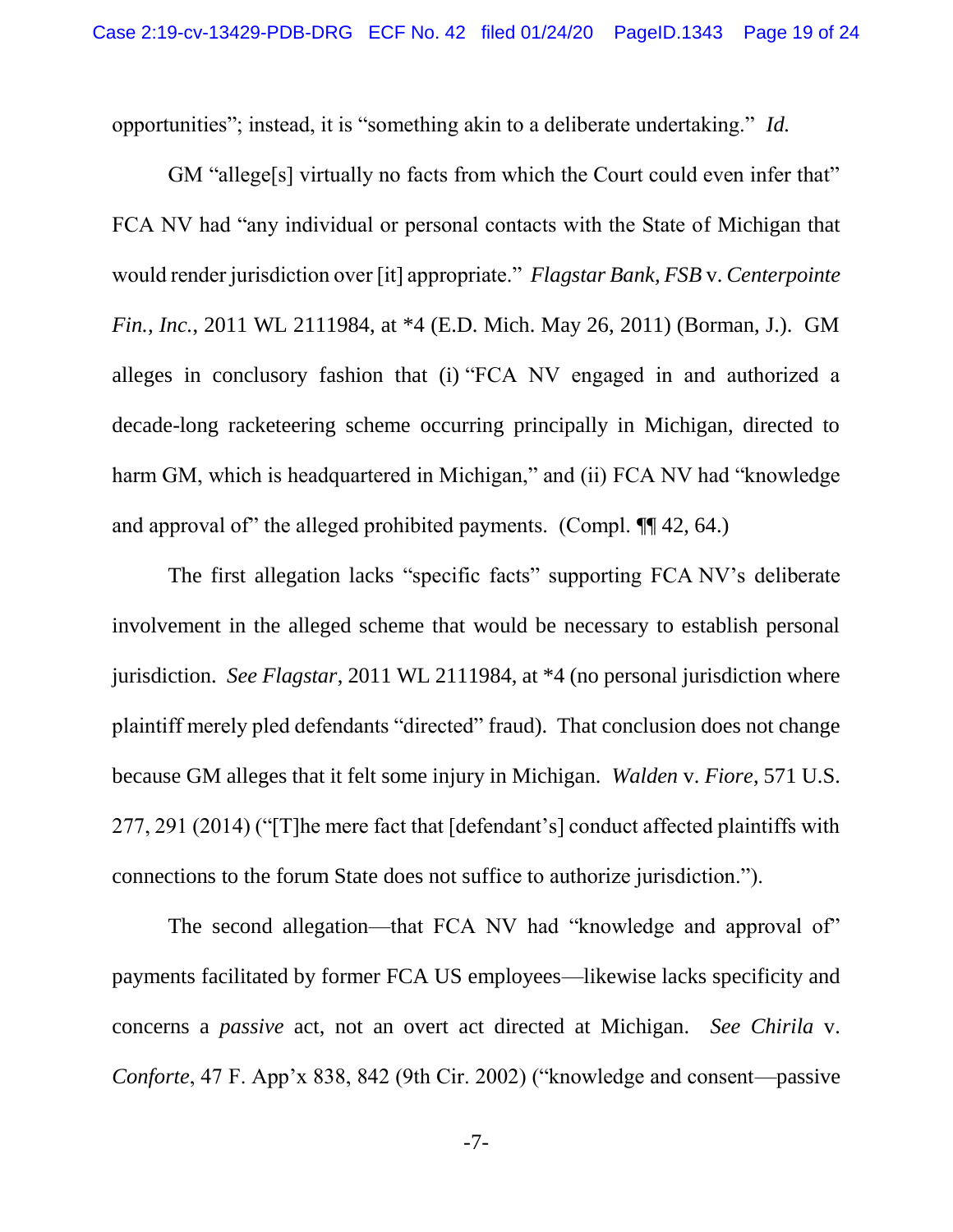opportunities"; instead, it is "something akin to a deliberate undertaking." *Id.*

GM "allege[s] virtually no facts from which the Court could even infer that" FCA NV had "any individual or personal contacts with the State of Michigan that would render jurisdiction over [it] appropriate." *Flagstar Bank, FSB* v. *Centerpointe Fin., Inc.*, 2011 WL 2111984, at *4 (E.D. Mich. May 26, 2011) (Borman, J.). GM alleges in conclusory fashion that (i) "FCA NV engaged in and authorized a decade-long racketeering scheme occurring principally in Michigan, directed to harm GM, which is headquartered in Michigan," and (ii) FCA NV had "knowledge and approval of" the alleged prohibited payments. (Compl. ¶¶ 42, 64.)

The first allegation lacks "specific facts" supporting FCA NV's deliberate involvement in the alleged scheme that would be necessary to establish personal jurisdiction. *See Flagstar*, 2011 WL 2111984, at *4 (no personal jurisdiction where plaintiff merely pled defendants "directed" fraud). That conclusion does not change because GM alleges that it felt some injury in Michigan. *Walden* v. *Fiore*, 571 U.S. 277, 291 (2014) ("[T]he mere fact that [defendant's] conduct affected plaintiffs with connections to the forum State does not suffice to authorize jurisdiction.").

The second allegation—that FCA NV had "knowledge and approval of" payments facilitated by former FCA US employees—likewise lacks specificity and concerns a *passive* act, not an overt act directed at Michigan. *See Chirila* v. *Conforte*, 47 F. App'x 838, 842 (9th Cir. 2002) ("knowledge and consent—passive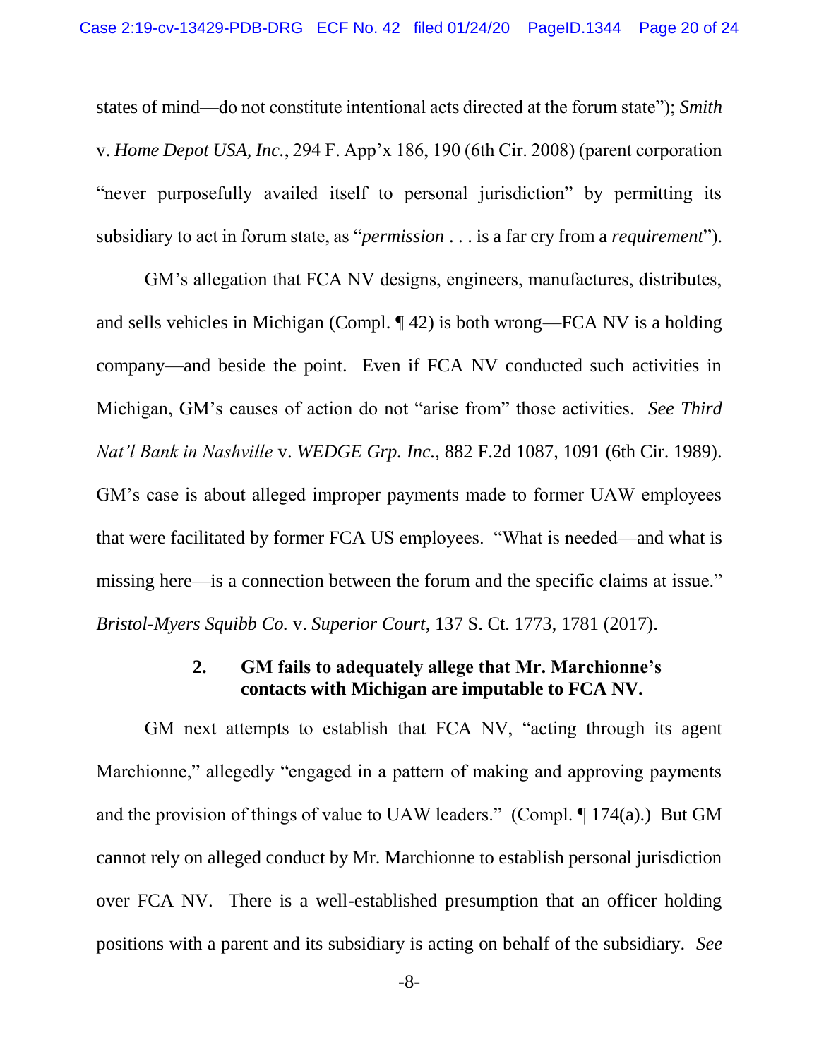states of mind—do not constitute intentional acts directed at the forum state"); *Smith* v. *Home Depot USA, Inc.*, 294 F. App'x 186, 190 (6th Cir. 2008) (parent corporation "never purposefully availed itself to personal jurisdiction" by permitting its subsidiary to act in forum state, as "*permission* . . . is a far cry from a *requirement*").

GM's allegation that FCA NV designs, engineers, manufactures, distributes, and sells vehicles in Michigan (Compl. ¶ 42) is both wrong—FCA NV is a holding company—and beside the point. Even if FCA NV conducted such activities in Michigan, GM's causes of action do not "arise from" those activities. *See Third Nat'l Bank in Nashville* v. *WEDGE Grp. Inc.*, 882 F.2d 1087, 1091 (6th Cir. 1989). GM's case is about alleged improper payments made to former UAW employees that were facilitated by former FCA US employees. "What is needed—and what is missing here—is a connection between the forum and the specific claims at issue." *Bristol-Myers Squibb Co.* v. *Superior Court*, 137 S. Ct. 1773, 1781 (2017).

### 2. GM fails to adequately allege that Mr. Marchionne's contacts with Michigan are imputable to FCA NV.

GM next attempts to establish that FCA NV, "acting through its agent Marchionne," allegedly "engaged in a pattern of making and approving payments and the provision of things of value to UAW leaders." (Compl. ¶ 174(a).) But GM cannot rely on alleged conduct by Mr. Marchionne to establish personal jurisdiction over FCA NV. There is a well-established presumption that an officer holding positions with a parent and its subsidiary is acting on behalf of the subsidiary. *See*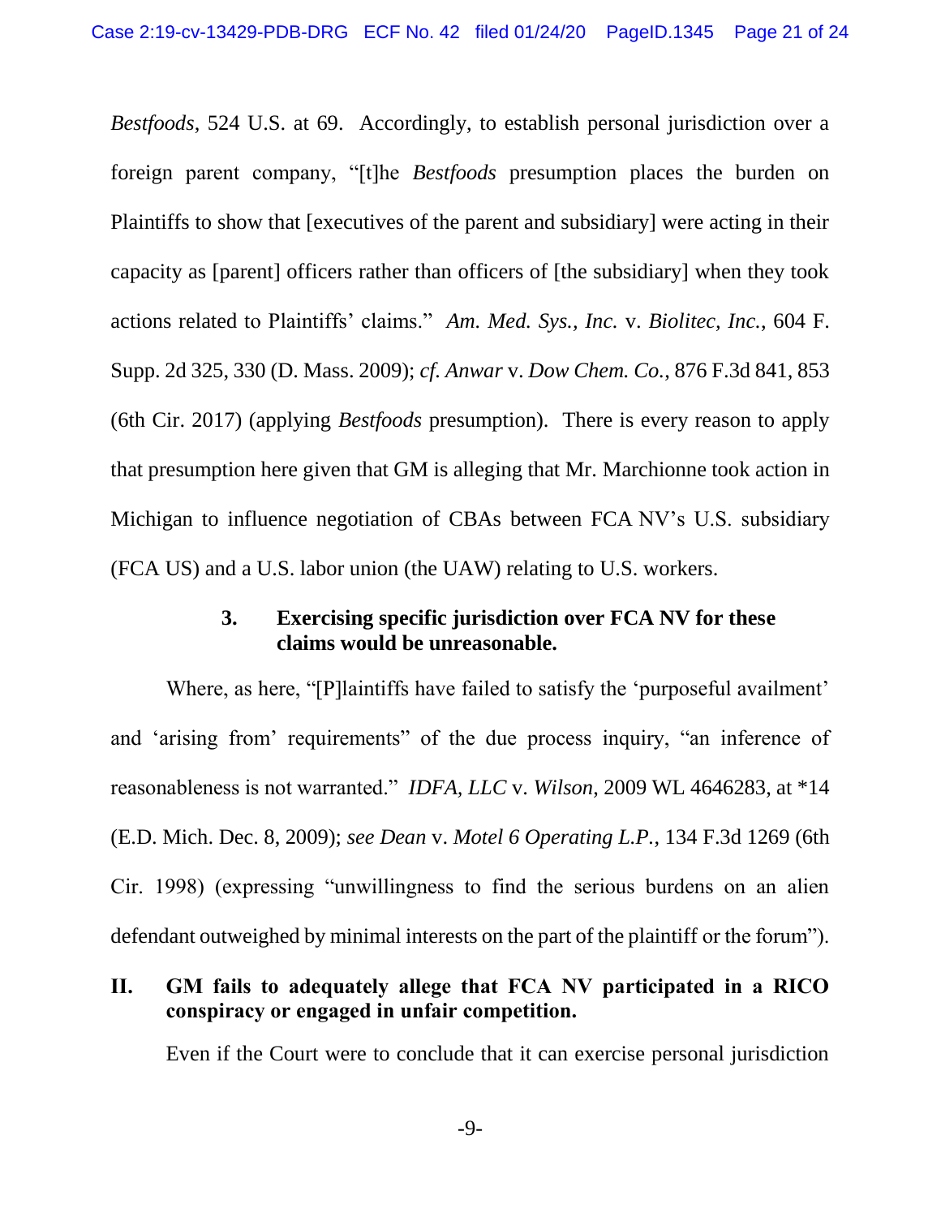*Bestfoods*, 524 U.S. at 69. Accordingly, to establish personal jurisdiction over a foreign parent company, "[t]he *Bestfoods* presumption places the burden on Plaintiffs to show that [executives of the parent and subsidiary] were acting in their capacity as [parent] officers rather than officers of [the subsidiary] when they took actions related to Plaintiffs' claims." *Am. Med. Sys., Inc.* v. *Biolitec, Inc.*, 604 F. Supp. 2d 325, 330 (D. Mass. 2009); *cf. Anwar* v. *Dow Chem. Co.*, 876 F.3d 841, 853 (6th Cir. 2017) (applying *Bestfoods* presumption). There is every reason to apply that presumption here given that GM is alleging that Mr. Marchionne took action in Michigan to influence negotiation of CBAs between FCA NV's U.S. subsidiary (FCA US) and a U.S. labor union (the UAW) relating to U.S. workers.

### 3. Exercising specific jurisdiction over FCA NV for these claims would be unreasonable.

Where, as here, "[P]laintiffs have failed to satisfy the 'purposeful availment' and 'arising from' requirements" of the due process inquiry, "an inference of reasonableness is not warranted." *IDFA, LLC* v. *Wilson*, 2009 WL 4646283, at *14 (E.D. Mich. Dec. 8, 2009); *see Dean* v. *Motel 6 Operating L.P.*, 134 F.3d 1269 (6th Cir. 1998) (expressing "unwillingness to find the serious burdens on an alien defendant outweighed by minimal interests on the part of the plaintiff or the forum").

## II. GM fails to adequately allege that FCA NV participated in a RICO conspiracy or engaged in unfair competition.

Even if the Court were to conclude that it can exercise personal jurisdiction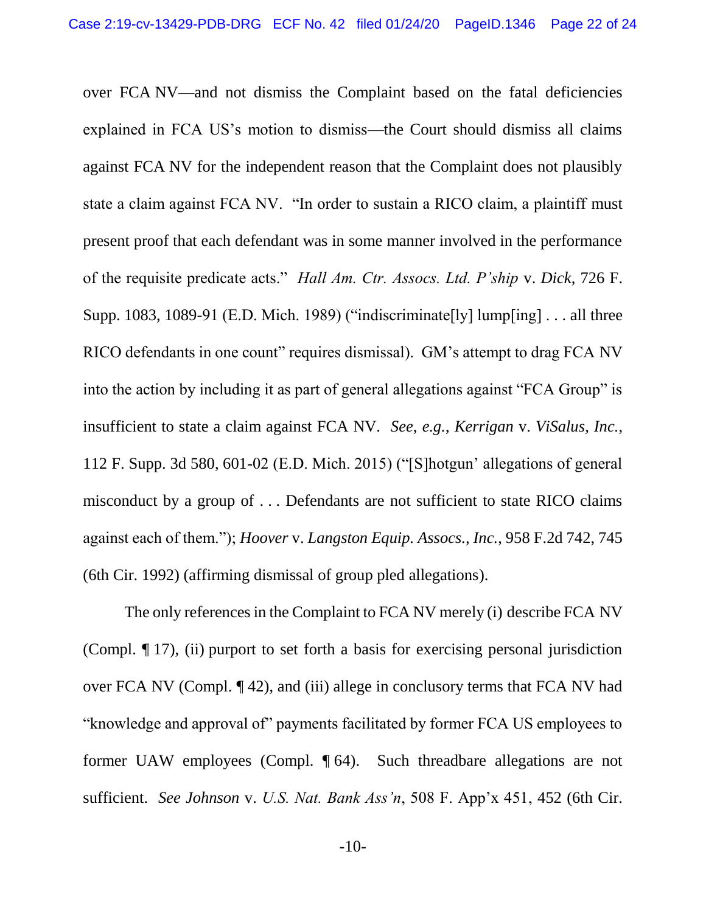over FCA NV—and not dismiss the Complaint based on the fatal deficiencies explained in FCA US's motion to dismiss—the Court should dismiss all claims against FCA NV for the independent reason that the Complaint does not plausibly state a claim against FCA NV. "In order to sustain a RICO claim, a plaintiff must present proof that each defendant was in some manner involved in the performance of the requisite predicate acts." *Hall Am. Ctr. Assocs. Ltd. P'ship* v. *Dick*, 726 F. Supp. 1083, 1089-91 (E.D. Mich. 1989) ("indiscriminate[ly] lump[ing] . . . all three RICO defendants in one count" requires dismissal). GM's attempt to drag FCA NV into the action by including it as part of general allegations against "FCA Group" is insufficient to state a claim against FCA NV. *See, e.g.*, *Kerrigan* v. *ViSalus, Inc.*, 112 F. Supp. 3d 580, 601-02 (E.D. Mich. 2015) ("[S]hotgun' allegations of general misconduct by a group of . . . Defendants are not sufficient to state RICO claims against each of them."); *Hoover* v. *Langston Equip. Assocs., Inc.*, 958 F.2d 742, 745 (6th Cir. 1992) (affirming dismissal of group pled allegations).

The only references in the Complaint to FCA NV merely (i) describe FCA NV (Compl. ¶ 17), (ii) purport to set forth a basis for exercising personal jurisdiction over FCA NV (Compl. ¶ 42), and (iii) allege in conclusory terms that FCA NV had "knowledge and approval of" payments facilitated by former FCA US employees to former UAW employees (Compl. ¶ 64). Such threadbare allegations are not sufficient. *See Johnson* v. *U.S. Nat. Bank Ass'n*, 508 F. App'x 451, 452 (6th Cir.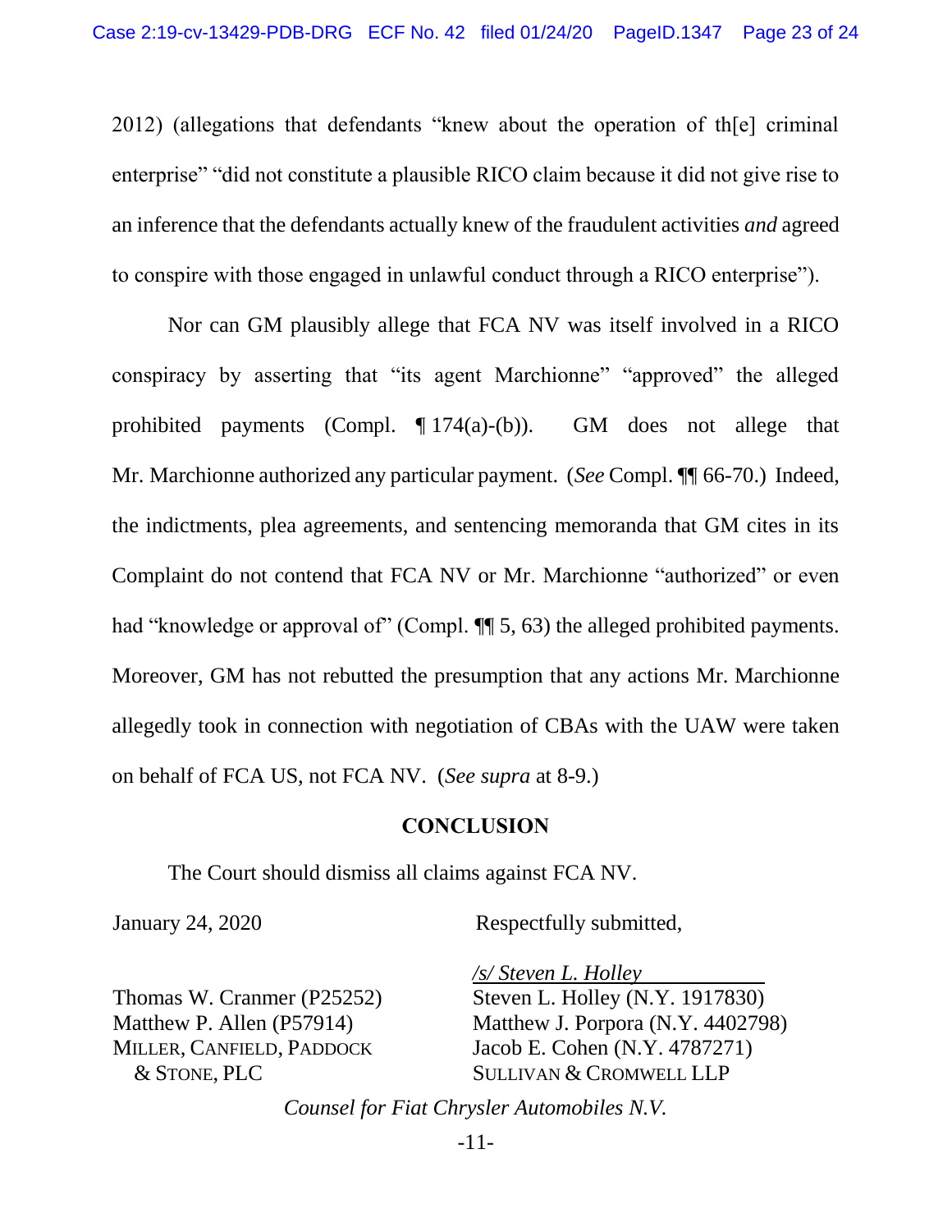2012) (allegations that defendants "knew about the operation of th[e] criminal enterprise" "did not constitute a plausible RICO claim because it did not give rise to an inference that the defendants actually knew of the fraudulent activities *and* agreed to conspire with those engaged in unlawful conduct through a RICO enterprise").

Nor can GM plausibly allege that FCA NV was itself involved in a RICO conspiracy by asserting that "its agent Marchionne" "approved" the alleged prohibited payments (Compl. ¶ 174(a)-(b)). GM does not allege that Mr. Marchionne authorized any particular payment. (*See* Compl. ¶¶ 66-70.) Indeed, the indictments, plea agreements, and sentencing memoranda that GM cites in its Complaint do not contend that FCA NV or Mr. Marchionne "authorized" or even had "knowledge or approval of" (Compl. ¶¶ 5, 63) the alleged prohibited payments. Moreover, GM has not rebutted the presumption that any actions Mr. Marchionne allegedly took in connection with negotiation of CBAs with the UAW were taken on behalf of FCA US, not FCA NV. (*See supra* at 8-9.)

**CONCLUSION**

The Court should dismiss all claims against FCA NV.

January 24, 2020

Respectfully submitted,

*/s/ Steven L. Holley*
Steven L. Holley (N.Y. 1917830)
Matthew J. Porpora (N.Y. 4402798)
Jacob E. Cohen (N.Y. 4787271)
SULLIVAN & CROMWELL LLP

Thomas W. Cranmer (P25252)
Matthew P. Allen (P57914)
MILLER, CANFIELD, PADDOCK & STONE, PLC

*Counsel for Fiat Chrysler Automobiles N.V.*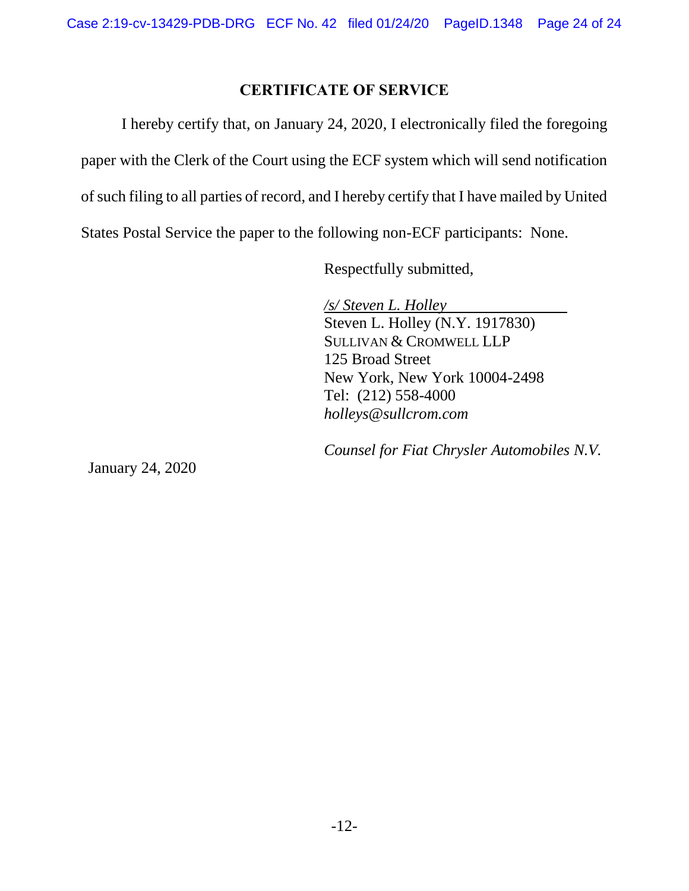## CERTIFICATE OF SERVICE

I hereby certify that, on January 24, 2020, I electronically filed the foregoing paper with the Clerk of the Court using the ECF system which will send notification of such filing to all parties of record, and I hereby certify that I have mailed by United States Postal Service the paper to the following non-ECF participants: None.

Respectfully submitted,

*/s/ Steven L. Holley*
Steven L. Holley (N.Y. 1917830)
SULLIVAN & CROMWELL LLP
125 Broad Street
New York, New York 10004-2498
Tel: (212) 558-4000
*holleys@sullcrom.com*

*Counsel for Fiat Chrysler Automobiles N.V.*

January 24, 2020